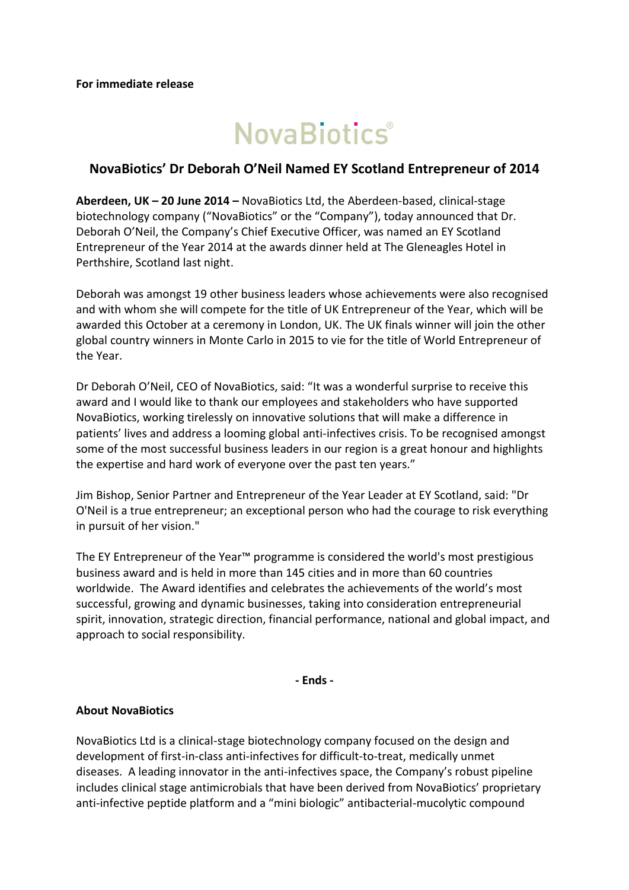**For immediate release**

NovaBiotics®

## NovaBiotics' Dr Deborah O'Neil Named EY Scotland Entrepreneur of 2014

**Aberdeen, UK – 20 June 2014 –** NovaBiotics Ltd, the Aberdeen-based, clinical-stage biotechnology company ("NovaBiotics" or the "Company"), today announced that Dr. Deborah O'Neil, the Company's Chief Executive Officer, was named an EY Scotland Entrepreneur of the Year 2014 at the awards dinner held at The Gleneagles Hotel in Perthshire, Scotland last night.

Deborah was amongst 19 other business leaders whose achievements were also recognised and with whom she will compete for the title of UK Entrepreneur of the Year, which will be awarded this October at a ceremony in London, UK. The UK finals winner will join the other global country winners in Monte Carlo in 2015 to vie for the title of World Entrepreneur of the Year.

Dr Deborah O'Neil, CEO of NovaBiotics, said: "It was a wonderful surprise to receive this award and I would like to thank our employees and stakeholders who have supported NovaBiotics, working tirelessly on innovative solutions that will make a difference in patients' lives and address a looming global anti-infectives crisis. To be recognised amongst some of the most successful business leaders in our region is a great honour and highlights the expertise and hard work of everyone over the past ten years."

Jim Bishop, Senior Partner and Entrepreneur of the Year Leader at EY Scotland, said: "Dr O'Neil is a true entrepreneur; an exceptional person who had the courage to risk everything in pursuit of her vision."

The EY Entrepreneur of the Year™ programme is considered the world's most prestigious business award and is held in more than 145 cities and in more than 60 countries worldwide. The Award identifies and celebrates the achievements of the world's most successful, growing and dynamic businesses, taking into consideration entrepreneurial spirit, innovation, strategic direction, financial performance, national and global impact, and approach to social responsibility.

**- Ends -**

**About NovaBiotics**

NovaBiotics Ltd is a clinical-stage biotechnology company focused on the design and development of first-in-class anti-infectives for difficult-to-treat, medically unmet diseases. A leading innovator in the anti-infectives space, the Company's robust pipeline includes clinical stage antimicrobials that have been derived from NovaBiotics' proprietary anti-infective peptide platform and a "mini biologic" antibacterial-mucolytic compound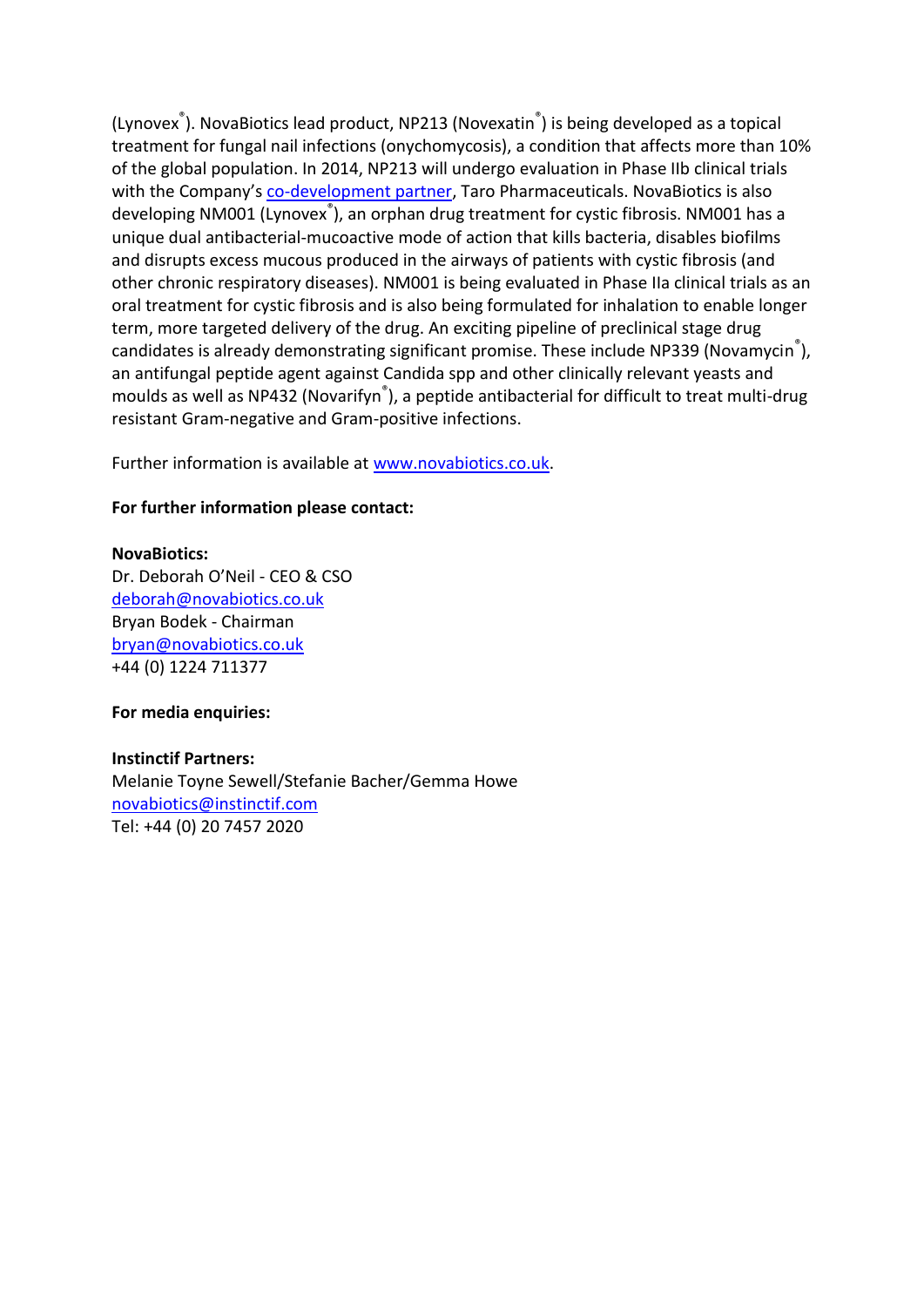(Lynovex®). NovaBiotics lead product, NP213 (Novexatin®) is being developed as a topical treatment for fungal nail infections (onychomycosis), a condition that affects more than 10% of the global population. In 2014, NP213 will undergo evaluation in Phase IIb clinical trials with the Company's co-development partner, Taro Pharmaceuticals. NovaBiotics is also developing NM001 (Lynovex®), an orphan drug treatment for cystic fibrosis. NM001 has a unique dual antibacterial-mucoactive mode of action that kills bacteria, disables biofilms and disrupts excess mucous produced in the airways of patients with cystic fibrosis (and other chronic respiratory diseases). NM001 is being evaluated in Phase IIa clinical trials as an oral treatment for cystic fibrosis and is also being formulated for inhalation to enable longer term, more targeted delivery of the drug. An exciting pipeline of preclinical stage drug candidates is already demonstrating significant promise. These include NP339 (Novamycin®), an antifungal peptide agent against Candida spp and other clinically relevant yeasts and moulds as well as NP432 (Novarifyn®), a peptide antibacterial for difficult to treat multi-drug resistant Gram-negative and Gram-positive infections.

Further information is available at www.novabiotics.co.uk.

**For further information please contact:**

**NovaBiotics:**
Dr. Deborah O'Neil - CEO & CSO
deborah@novabiotics.co.uk
Bryan Bodek - Chairman
bryan@novabiotics.co.uk
+44 (0) 1224 711377

**For media enquiries:**

**Instinctif Partners:**
Melanie Toyne Sewell/Stefanie Bacher/Gemma Howe
novabiotics@instinctif.com
Tel: +44 (0) 20 7457 2020